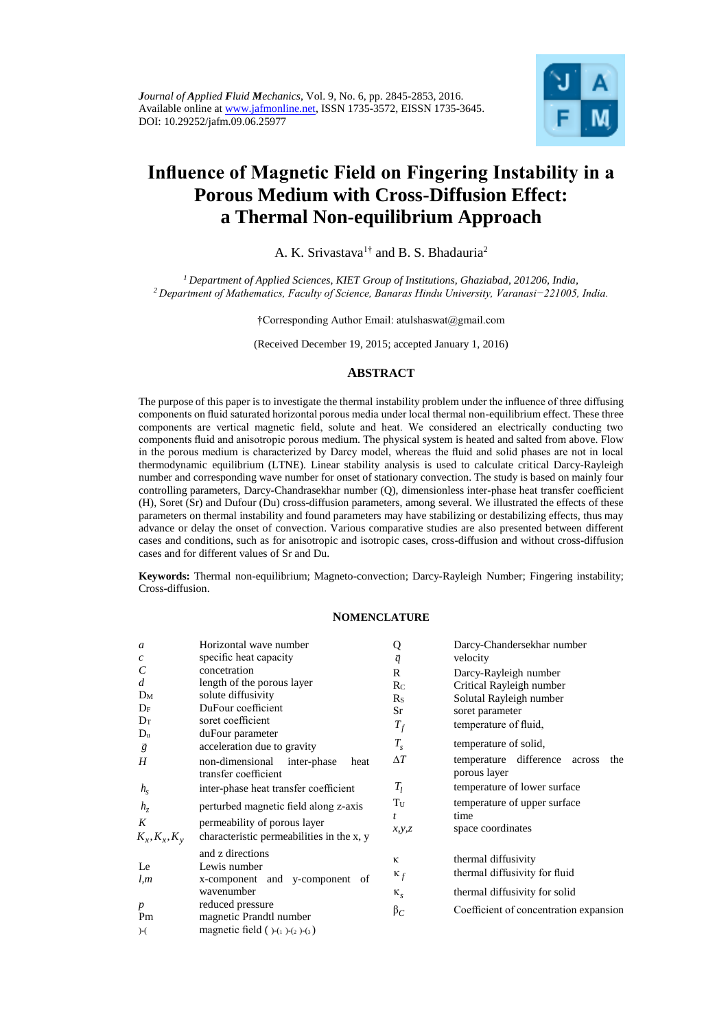*Journal of Applied Fluid Mechanics*, Vol. 9, No. 6, pp. 2845-2853, 2016.
Available online at www.jafmonline.net, ISSN 1735-3572, EISSN 1735-3645.
DOI: 10.29252/jafm.09.06.25977

# Influence of Magnetic Field on Fingering Instability in a Porous Medium with Cross-Diffusion Effect: a Thermal Non-equilibrium Approach

A. K. Srivastava[1†] and B. S. Bhadauria[2]

[1] *Department of Applied Sciences, KIET Group of Institutions, Ghaziabad, 201206, India,*
[2] *Department of Mathematics, Faculty of Science, Banaras Hindu University, Varanasi−221005, India.*

†Corresponding Author Email: atulshaswat@gmail.com

(Received December 19, 2015; accepted January 1, 2016)

## ABSTRACT

The purpose of this paper is to investigate the thermal instability problem under the influence of three diffusing components on fluid saturated horizontal porous media under local thermal non-equilibrium effect. These three components are vertical magnetic field, solute and heat. We considered an electrically conducting two components fluid and anisotropic porous medium. The physical system is heated and salted from above. Flow in the porous medium is characterized by Darcy model, whereas the fluid and solid phases are not in local thermodynamic equilibrium (LTNE). Linear stability analysis is used to calculate critical Darcy-Rayleigh number and corresponding wave number for onset of stationary convection. The study is based on mainly four controlling parameters, Darcy-Chandrasekhar number (Q), dimensionless inter-phase heat transfer coefficient (H), Soret (Sr) and Dufour (Du) cross-diffusion parameters, among several. We illustrated the effects of these parameters on thermal instability and found parameters may have stabilizing or destabilizing effects, thus may advance or delay the onset of convection. Various comparative studies are also presented between different cases and conditions, such as for anisotropic and isotropic cases, cross-diffusion and without cross-diffusion cases and for different values of Sr and Du.

**Keywords:** Thermal non-equilibrium; Magneto-convection; Darcy-Rayleigh Number; Fingering instability; Cross-diffusion.

## NOMENCLATURE

| | | | |
|---|---|---|---|
| $a$ | Horizontal wave number | Q | Darcy-Chandersekhar number |
| $c$ | specific heat capacity | $\vec{q}$ | velocity |
| $C$ | concetration | R | Darcy-Rayleigh number |
| $d$ | length of the porous layer | $R_C$ | Critical Rayleigh number |
| $D_M$ | solute diffusivity | $R_S$ | Solutal Rayleigh number |
| $D_F$ | DuFour coefficient | Sr | soret parameter |
| $D_T$ | soret coefficient | $T_f$ | temperature of fluid, |
| $D_u$ | duFour parameter | $T_s$ | temperature of solid, |
| $\vec{g}$ | acceleration due to gravity | $\Delta T$ | temperature difference across the porous layer |
| $H$ | non-dimensional inter-phase heat transfer coefficient | $T_l$ | temperature of lower surface |
| $h_s$ | inter-phase heat transfer coefficient | $T_U$ | temperature of upper surface |
| $h_z$ | perturbed magnetic field along z-axis | $t$ | time |
| $K$ | permeability of porous layer | $x,y,z$ | space coordinates |
| $K_x, K_x, K_y$ | characteristic permeabilities in the x, y and z directions | | |
| Le | Lewis number | $\kappa$ | thermal diffusivity |
| $l,m$ | x-component and y-component of wavenumber | $\kappa_f$ | thermal diffusivity for fluid |
| $p$ | reduced pressure | $\kappa_s$ | thermal diffusivity for solid |
| Pm | magnetic Prandtl number | $\beta_C$ | Coefficient of concentration expansion |
| $\mathcal{H}$ | magnetic field ( $\mathcal{H}_1, \mathcal{H}_2, \mathcal{H}_3$ ) | | |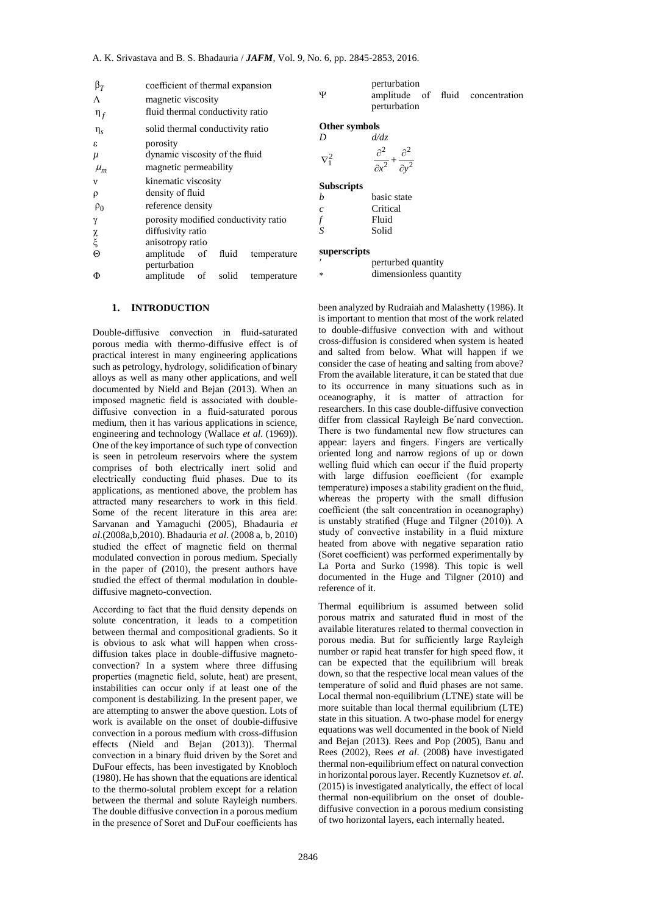| | |
|---|---|
| $\beta_T$ | coefficient of thermal expansion |
| $\Lambda$ | magnetic viscosity |
| $\eta_f$ | fluid thermal conductivity ratio |
| $\eta_s$ | solid thermal conductivity ratio |
| $\varepsilon$ | porosity |
| $\mu$ | dynamic viscosity of the fluid |
| $\mu_m$ | magnetic permeability |
| $\nu$ | kinematic viscosity |
| $\rho$ | density of fluid |
| $\rho_0$ | reference density |
| $\gamma$ | porosity modified conductivity ratio |
| $\chi$ | diffusivity ratio |
| $\xi$ | anisotropy ratio |
| $\Theta$ | amplitude of fluid temperature perturbation |
| $\Phi$ | amplitude of solid temperature perturbation |
| $\Psi$ | amplitude of fluid concentration perturbation |

**Other symbols**

| | |
|---|---|
| $D$ | $d/dz$ |
| $\nabla_1^2$ | $\dfrac{\partial^2}{\partial x^2}+\dfrac{\partial^2}{\partial y^2}$ |

**Subscripts**

| | |
|---|---|
| $b$ | basic state |
| $c$ | Critical |
| $f$ | Fluid |
| $S$ | Solid |

**superscripts**

| | |
|---|---|
| $'$ | perturbed quantity |
| $*$ | dimensionless quantity |

## 1. INTRODUCTION

Double-diffusive convection in fluid-saturated porous media with thermo-diffusive effect is of practical interest in many engineering applications such as petrology, hydrology, solidification of binary alloys as well as many other applications, and well documented by Nield and Bejan (2013). When an imposed magnetic field is associated with double-diffusive convection in a fluid-saturated porous medium, then it has various applications in science, engineering and technology (Wallace *et al*. (1969)). One of the key importance of such type of convection is seen in petroleum reservoirs where the system comprises of both electrically inert solid and electrically conducting fluid phases. Due to its applications, as mentioned above, the problem has attracted many researchers to work in this field. Some of the recent literature in this area are: Sarvanan and Yamaguchi (2005), Bhadauria *et al*.(2008a,b,2010). Bhadauria *et al*. (2008 a, b, 2010) studied the effect of magnetic field on thermal modulated convection in porous medium. Specially in the paper of (2010), the present authors have studied the effect of thermal modulation in double-diffusive magneto-convection.

According to fact that the fluid density depends on solute concentration, it leads to a competition between thermal and compositional gradients. So it is obvious to ask what will happen when cross-diffusion takes place in double-diffusive magneto-convection? In a system where three diffusing properties (magnetic field, solute, heat) are present, instabilities can occur only if at least one of the component is destabilizing. In the present paper, we are attempting to answer the above question. Lots of work is available on the onset of double-diffusive convection in a porous medium with cross-diffusion effects (Nield and Bejan (2013)). Thermal convection in a binary fluid driven by the Soret and DuFour effects, has been investigated by Knobloch (1980). He has shown that the equations are identical to the thermo-solutal problem except for a relation between the thermal and solute Rayleigh numbers. The double diffusive convection in a porous medium in the presence of Soret and DuFour coefficients has been analyzed by Rudraiah and Malashetty (1986). It is important to mention that most of the work related to double-diffusive convection with and without cross-diffusion is considered when system is heated and salted from below. What will happen if we consider the case of heating and salting from above? From the available literature, it can be stated that due to its occurrence in many situations such as in oceanography, it is matter of attraction for researchers. In this case double-diffusive convection differ from classical Rayleigh Be´nard convection. There is two fundamental new flow structures can appear: layers and fingers. Fingers are vertically oriented long and narrow regions of up or down welling fluid which can occur if the fluid property with large diffusion coefficient (for example temperature) imposes a stability gradient on the fluid, whereas the property with the small diffusion coefficient (the salt concentration in oceanography) is unstably stratified (Huge and Tilgner (2010)). A study of convective instability in a fluid mixture heated from above with negative separation ratio (Soret coefficient) was performed experimentally by La Porta and Surko (1998). This topic is well documented in the Huge and Tilgner (2010) and reference of it.

Thermal equilibrium is assumed between solid porous matrix and saturated fluid in most of the available literatures related to thermal convection in porous media. But for sufficiently large Rayleigh number or rapid heat transfer for high speed flow, it can be expected that the equilibrium will break down, so that the respective local mean values of the temperature of solid and fluid phases are not same. Local thermal non-equilibrium (LTNE) state will be more suitable than local thermal equilibrium (LTE) state in this situation. A two-phase model for energy equations was well documented in the book of Nield and Bejan (2013). Rees and Pop (2005), Banu and Rees (2002), Rees *et al*. (2008) have investigated thermal non-equilibrium effect on natural convection in horizontal porous layer. Recently Kuznetsov *et. al*. (2015) is investigated analytically, the effect of local thermal non-equilibrium on the onset of double-diffusive convection in a porous medium consisting of two horizontal layers, each internally heated.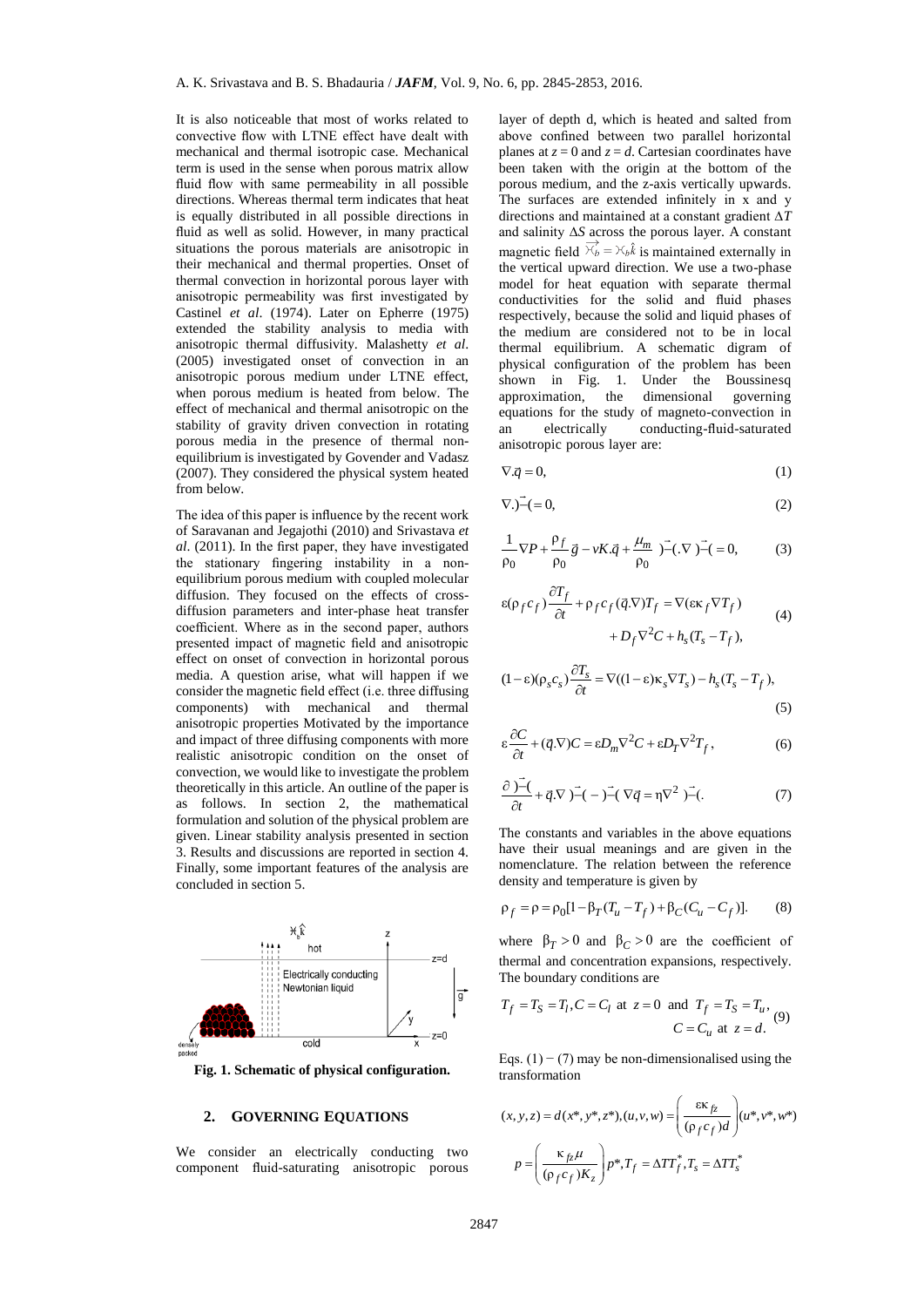It is also noticeable that most of works related to convective flow with LTNE effect have dealt with mechanical and thermal isotropic case. Mechanical term is used in the sense when porous matrix allow fluid flow with same permeability in all possible directions. Whereas thermal term indicates that heat is equally distributed in all possible directions in fluid as well as solid. However, in many practical situations the porous materials are anisotropic in their mechanical and thermal properties. Onset of thermal convection in horizontal porous layer with anisotropic permeability was first investigated by Castinel *et al*. (1974). Later on Epherre (1975) extended the stability analysis to media with anisotropic thermal diffusivity. Malashetty *et al*. (2005) investigated onset of convection in an anisotropic porous medium under LTNE effect, when porous medium is heated from below. The effect of mechanical and thermal anisotropic on the stability of gravity driven convection in rotating porous media in the presence of thermal non-equilibrium is investigated by Govender and Vadasz (2007). They considered the physical system heated from below.

The idea of this paper is influence by the recent work of Saravanan and Jegajothi (2010) and Srivastava *et al*. (2011). In the first paper, they have investigated the stationary fingering instability in a non-equilibrium porous medium with coupled molecular diffusion. They focused on the effects of cross-diffusion parameters and inter-phase heat transfer coefficient. Where as in the second paper, authors presented impact of magnetic field and anisotropic effect on onset of convection in horizontal porous media. A question arise, what will happen if we consider the magnetic field effect (i.e. three diffusing components) with mechanical and thermal anisotropic properties Motivated by the importance and impact of three diffusing components with more realistic anisotropic condition on the onset of convection, we would like to investigate the problem theoretically in this article. An outline of the paper is as follows. In section 2, the mathematical formulation and solution of the physical problem are given. Linear stability analysis presented in section 3. Results and discussions are reported in section 4. Finally, some important features of the analysis are concluded in section 5.

**Fig. 1. Schematic of physical configuration.**

## 2. GOVERNING EQUATIONS

We consider an electrically conducting two component fluid-saturating anisotropic porous layer of depth d, which is heated and salted from above confined between two parallel horizontal planes at $z = 0$ and $z = d$. Cartesian coordinates have been taken with the origin at the bottom of the porous medium, and the z-axis vertically upwards. The surfaces are extended infinitely in x and y directions and maintained at a constant gradient $\Delta T$ and salinity $\Delta S$ across the porous layer. A constant magnetic field $\vec{\mathcal{H}}_b = \mathcal{H}_b \hat{k}$ is maintained externally in the vertical upward direction. We use a two-phase model for heat equation with separate thermal conductivities for the solid and fluid phases respectively, because the solid and liquid phases of the medium are considered not to be in local thermal equilibrium. A schematic digram of physical configuration of the problem has been shown in Fig. 1. Under the Boussinesq approximation, the dimensional governing equations for the study of magneto-convection in an electrically conducting-fluid-saturated anisotropic porous layer are:

$$\nabla.\vec{q} = 0, \tag{1}$$

$$\nabla.\vec{\mathcal{H}} = 0, \tag{2}$$

$$\frac{1}{\rho_0}\nabla P + \frac{\rho_f}{\rho_0}\vec{g} - vK.\vec{q} + \frac{\mu_m}{\rho_0}\vec{\mathcal{H}}.(\nabla\vec{\mathcal{H}}) = 0, \tag{3}$$

$$\varepsilon(\rho_f c_f)\frac{\partial T_f}{\partial t} + \rho_f c_f(\vec{q}.\nabla)T_f = \nabla(\varepsilon\kappa_f \nabla T_f) + D_f\nabla^2 C + h_s(T_s - T_f), \tag{4}$$

$$(1-\varepsilon)(\rho_s c_s)\frac{\partial T_s}{\partial t} = \nabla((1-\varepsilon)\kappa_s\nabla T_s) - h_s(T_s - T_f), \tag{5}$$

$$\varepsilon\frac{\partial C}{\partial t} + (\vec{q}.\nabla)C = \varepsilon D_m\nabla^2 C + \varepsilon D_T\nabla^2 T_f, \tag{6}$$

$$\frac{\partial\vec{\mathcal{H}}}{\partial t} + \vec{q}.\nabla\vec{\mathcal{H}} - \vec{\mathcal{H}}\nabla\vec{q} = \eta\nabla^2\vec{\mathcal{H}}. \tag{7}$$

The constants and variables in the above equations have their usual meanings and are given in the nomenclature. The relation between the reference density and temperature is given by

$$\rho_f = \rho = \rho_0[1 - \beta_T(T_u - T_f) + \beta_C(C_u - C_f)]. \tag{8}$$

where $\beta_T > 0$ and $\beta_C > 0$ are the coefficient of thermal and concentration expansions, respectively. The boundary conditions are

$$T_f = T_S = T_l, C = C_l \text{ at } z = 0 \text{ and } T_f = T_S = T_u, \; C = C_u \text{ at } z = d. \tag{9}$$

Eqs. (1) − (7) may be non-dimensionalised using the transformation

$$(x, y, z) = d(x^*, y^*, z^*), (u, v, w) = \left(\frac{\varepsilon\kappa_{fz}}{(\rho_f c_f)d}\right)(u^*, v^*, w^*)$$

$$p = \left(\frac{\kappa_{fz}\mu}{(\rho_f c_f)K_z}\right)p^*, T_f = \Delta T T_f^*, T_s = \Delta T T_s^*$$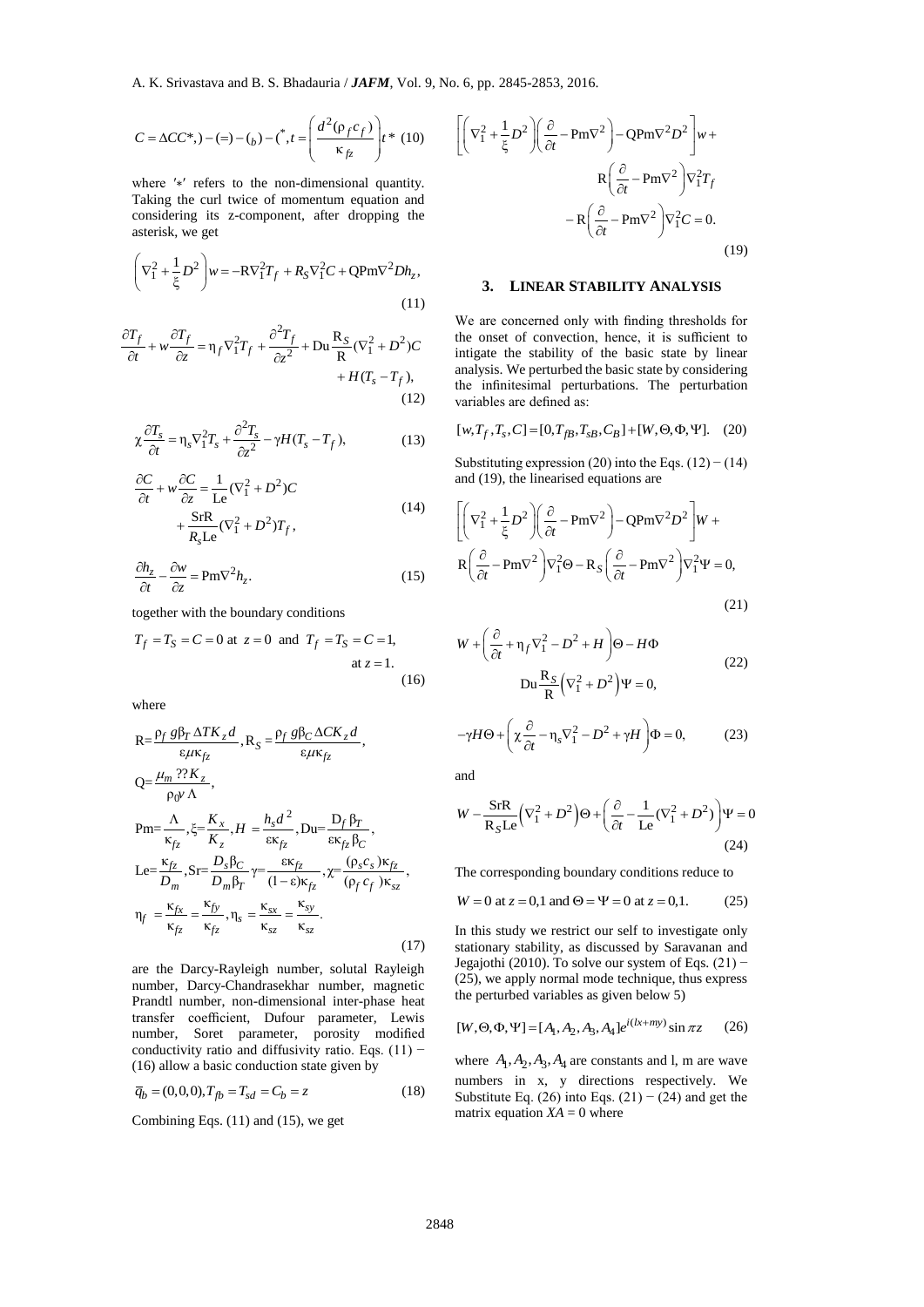$$C = \Delta CC^*, ) - (=) - (_b) - (^*, t = \left( \frac{d^2(\rho_f c_f)}{\kappa_{fz}} \right) t^* \quad (10)$$

where $'*'$ refers to the non-dimensional quantity. Taking the curl twice of momentum equation and considering its z-component, after dropping the asterisk, we get

$$\left( \nabla_1^2 + \frac{1}{\xi} D^2 \right) w = -R \nabla_1^2 T_f + R_S \nabla_1^2 C + Q\text{Pm} \nabla^2 D h_z, \quad (11)$$

$$\frac{\partial T_f}{\partial t} + w \frac{\partial T_f}{\partial z} = \eta_f \nabla_1^2 T_f + \frac{\partial^2 T_f}{\partial z^2} + \text{Du} \frac{R_S}{R} (\nabla_1^2 + D^2) C + H(T_s - T_f), \quad (12)$$

$$\chi \frac{\partial T_s}{\partial t} = \eta_s \nabla_1^2 T_s + \frac{\partial^2 T_s}{\partial z^2} - \gamma H (T_s - T_f), \quad (13)$$

$$\frac{\partial C}{\partial t} + w \frac{\partial C}{\partial z} = \frac{1}{\text{Le}} (\nabla_1^2 + D^2) C + \frac{\text{SrR}}{R_s \text{Le}} (\nabla_1^2 + D^2) T_f, \quad (14)$$

$$\frac{\partial h_z}{\partial t} - \frac{\partial w}{\partial z} = \text{Pm} \nabla^2 h_z. \quad (15)$$

together with the boundary conditions

$$T_f = T_S = C = 0 \text{ at } z = 0 \text{ and } T_f = T_S = C = 1, \text{ at } z = 1. \quad (16)$$

where

$$\text{R} = \frac{\rho_f g \beta_T \Delta T K_z d}{\varepsilon \mu \kappa_{fz}}, \text{R}_S = \frac{\rho_f g \beta_C \Delta C K_z d}{\varepsilon \mu \kappa_{fz}},$$

$$\text{Q} = \frac{\mu_m ?? K_z}{\rho_0 \nu \Lambda},$$

$$\text{Pm} = \frac{\Lambda}{\kappa_{fz}}, \xi = \frac{K_x}{K_z}, H = \frac{h_s d^2}{\varepsilon \kappa_{fz}}, \text{Du} = \frac{D_f \beta_T}{\varepsilon \kappa_{fz} \beta_C},$$

$$\text{Le} = \frac{\kappa_{fz}}{D_m}, \text{Sr} = \frac{D_s \beta_C}{D_m \beta_T} \gamma = \frac{\varepsilon \kappa_{fz}}{(1-\varepsilon)\kappa_{fz}}, \chi = \frac{(\rho_s c_s)\kappa_{fz}}{(\rho_f c_f)\kappa_{sz}},$$

$$\eta_f = \frac{\kappa_{fx}}{\kappa_{fz}} = \frac{\kappa_{fy}}{\kappa_{fz}}, \eta_s = \frac{\kappa_{sx}}{\kappa_{sz}} = \frac{\kappa_{sy}}{\kappa_{sz}}. \quad (17)$$

are the Darcy-Rayleigh number, solutal Rayleigh number, Darcy-Chandrasekhar number, magnetic Prandtl number, non-dimensional inter-phase heat transfer coefficient, Dufour parameter, Lewis number, Soret parameter, porosity modified conductivity ratio and diffusivity ratio. Eqs. (11) − (16) allow a basic conduction state given by

$$\bar{q}_b = (0,0,0), T_{fb} = T_{sd} = C_b = z \quad (18)$$

Combining Eqs. (11) and (15), we get

$$\left[ \left( \nabla_1^2 + \frac{1}{\xi} D^2 \right) \left( \frac{\partial}{\partial t} - \text{Pm} \nabla^2 \right) - Q\text{Pm} \nabla^2 D^2 \right] w + R \left( \frac{\partial}{\partial t} - \text{Pm} \nabla^2 \right) \nabla_1^2 T_f - R \left( \frac{\partial}{\partial t} - \text{Pm} \nabla^2 \right) \nabla_1^2 C = 0. \quad (19)$$

## 3. LINEAR STABILITY ANALYSIS

We are concerned only with finding thresholds for the onset of convection, hence, it is sufficient to intigate the stability of the basic state by linear analysis. We perturbed the basic state by considering the infinitesimal perturbations. The perturbation variables are defined as:

$$[w, T_f, T_s, C] = [0, T_{fB}, T_{sB}, C_B] + [W, \Theta, \Phi, \Psi]. \quad (20)$$

Substituting expression (20) into the Eqs. (12) − (14) and (19), the linearised equations are

$$\left[ \left( \nabla_1^2 + \frac{1}{\xi} D^2 \right) \left( \frac{\partial}{\partial t} - \text{Pm} \nabla^2 \right) - Q\text{Pm} \nabla^2 D^2 \right] W + R \left( \frac{\partial}{\partial t} - \text{Pm} \nabla^2 \right) \nabla_1^2 \Theta - R_S \left( \frac{\partial}{\partial t} - \text{Pm} \nabla^2 \right) \nabla_1^2 \Psi = 0, \quad (21)$$

$$W + \left( \frac{\partial}{\partial t} + \eta_f \nabla_1^2 - D^2 + H \right) \Theta - H \Phi \quad \text{Du} \frac{R_S}{R} \left( \nabla_1^2 + D^2 \right) \Psi = 0, \quad (22)$$

$$-\gamma H \Theta + \left( \chi \frac{\partial}{\partial t} - \eta_s \nabla_1^2 - D^2 + \gamma H \right) \Phi = 0, \quad (23)$$

and

$$W - \frac{\text{SrR}}{R_S \text{Le}} \left( \nabla_1^2 + D^2 \right) \Theta + \left( \frac{\partial}{\partial t} - \frac{1}{\text{Le}} (\nabla_1^2 + D^2) \right) \Psi = 0 \quad (24)$$

The corresponding boundary conditions reduce to

$$W = 0 \text{ at } z = 0,1 \text{ and } \Theta = \Psi = 0 \text{ at } z = 0,1. \quad (25)$$

In this study we restrict our self to investigate only stationary stability, as discussed by Saravanan and Jegajothi (2010). To solve our system of Eqs. (21) − (25), we apply normal mode technique, thus express the perturbed variables as given below 5)

$$[W, \Theta, \Phi, \Psi] = [A_1, A_2, A_3, A_4] e^{i(lx+my)} \sin \pi z \quad (26)$$

where $A_1, A_2, A_3, A_4$ are constants and l, m are wave numbers in x, y directions respectively. We Substitute Eq. (26) into Eqs. (21) − (24) and get the matrix equation $XA = 0$ where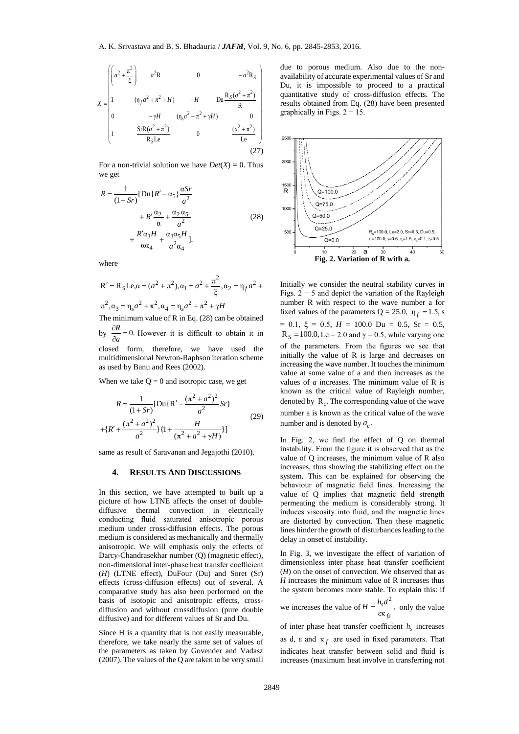$$X=\begin{pmatrix} \left(a^2+\dfrac{\pi^2}{\xi}\right) & a^2\mathrm{R} & 0 & -a^2\mathrm{R}_S \\ 1 & (\eta_f a^2+\pi^2+H) & -H & \mathrm{Du}\dfrac{\mathrm{R}_S(a^2+\pi^2)}{\mathrm{R}} \\ 0 & -\gamma H & (\eta_s a^2+\pi^2+\gamma H) & 0 \\ 1 & \dfrac{\mathrm{SrR}(a^2+\pi^2)}{\mathrm{R}_S\mathrm{Le}} & 0 & \dfrac{(a^2+\pi^2)}{\mathrm{Le}} \end{pmatrix} \tag{27}$$

For a non-trivial solution we have $Det(X) = 0$. Thus we get

$$R=\frac{1}{(1+Sr)}[\mathrm{Du}\{R'-\alpha_5\}\frac{\alpha Sr}{a^2} + R'\frac{\alpha_2}{\alpha}+\frac{\alpha_2\alpha_5}{a^2} + \frac{R'\alpha_3 H}{\alpha\alpha_4}+\frac{\alpha_3\alpha_5 H}{a^2\alpha_4}]. \tag{28}$$

where

$\mathrm{R}'=\mathrm{R}_S\mathrm{Le}, \alpha=(a^2+\pi^2), \alpha_1=a^2+\dfrac{\pi^2}{\xi}, \alpha_2=\eta_f a^2+\pi^2, \alpha_3=\eta_s a^2+\pi^2, \alpha_4=\eta_s a^2+\pi^2+\gamma H$

The minimum value of R in Eq. (28) can be obtained by $\dfrac{\partial R}{\partial a}=0$. However it is difficult to obtain it in closed form, therefore, we have used the multidimensional Newton-Raphson iteration scheme as used by Banu and Rees (2002).

When we take $Q = 0$ and isotropic case, we get

$$R=\frac{1}{(1+Sr)}[\mathrm{Du}\{\mathrm{R}'-\frac{(\pi^2+a^2)^2}{a^2}Sr\} + \{R'+\frac{(\pi^2+a^2)^2}{a^2}\}\{1+\frac{H}{(\pi^2+a^2+\gamma H)}\}] \tag{29}$$

same as result of Saravanan and Jegajothi (2010).

## 4. RESULTS AND DISCUSSIONS

In this section, we have attempted to built up a picture of how LTNE affects the onset of double-diffusive thermal convection in electrically conducting fluid saturated anisotropic porous medium under cross-diffusion effects. The porous medium is considered as mechanically and thermally anisotropic. We will emphasis only the effects of Darcy-Chandrasekhar number (Q) (magnetic effect), non-dimensional inter-phase heat transfer coefficient ($H$) (LTNE effect), DuFour (Du) and Soret (Sr) effects (cross-diffusion effects) out of several. A comparative study has also been performed on the basis of isotopic and anisotropic effects, cross-diffusion and without crossdiffusion (pure double diffusive) and for different values of Sr and Du.

Since H is a quantity that is not easily measurable, therefore, we take nearly the same set of values of the parameters as taken by Govender and Vadasz (2007). The values of the Q are taken to be very small due to porous medium. Also due to the non-availability of accurate experimental values of Sr and Du, it is impossible to proceed to a practical quantitative study of cross-diffusion effects. The results obtained from Eq. (28) have been presented graphically in Figs. 2 − 15.

**Fig. 2. Variation of R with a.**

Initially we consider the neutral stability curves in Figs. 2 − 5 and depict the variation of the Rayleigh number R with respect to the wave number a for fixed values of the parameters Q = 25.0, $\eta_f = 1.5$, s = 0.1, $\xi$ = 0.5, $H$ = 100.0 Du = 0.5, Sr = 0.5, $\mathrm{R}_S = 100.0$, Le = 2.0 and $\gamma$ = 0.5, while varying one of the parameters. From the figures we see that initially the value of R is large and decreases on increasing the wave number. It touches the minimum value at some value of a and then increases as the values of $a$ increases. The minimum value of R is known as the critical value of Rayleigh number, denoted by $\mathrm{R}_c$. The corresponding value of the wave number a is known as the critical value of the wave number and is denoted by $a_c$.

In Fig. 2, we find the effect of Q on thermal instability. From the figure it is observed that as the value of Q increases, the minimum value of R also increases, thus showing the stabilizing effect on the system. This can be explained for observing the behaviour of magnetic field lines. Increasing the value of Q implies that magnetic field strength permeating the medium is considerably strong. It induces viscosity into fluid, and the magnetic lines are distorted by convection. Then these magnetic lines hinder the growth of disturbances leading to the delay in onset of instability.

In Fig. 3, we investigate the effect of variation of dimensionless inter phase heat transfer coefficient ($H$) on the onset of convection. We observed that as $H$ increases the minimum value of R increases thus the system becomes more stable. To explain this: if we increases the value of $H=\dfrac{h_s d^2}{\varepsilon\kappa_{fz}}$, only the value of inter phase heat transfer coefficient $h_s$ increases as d, $\varepsilon$ and $\kappa_f$ are used in fixed parameters. That indicates heat transfer between solid and fluid is increases (maximum heat involve in transferring not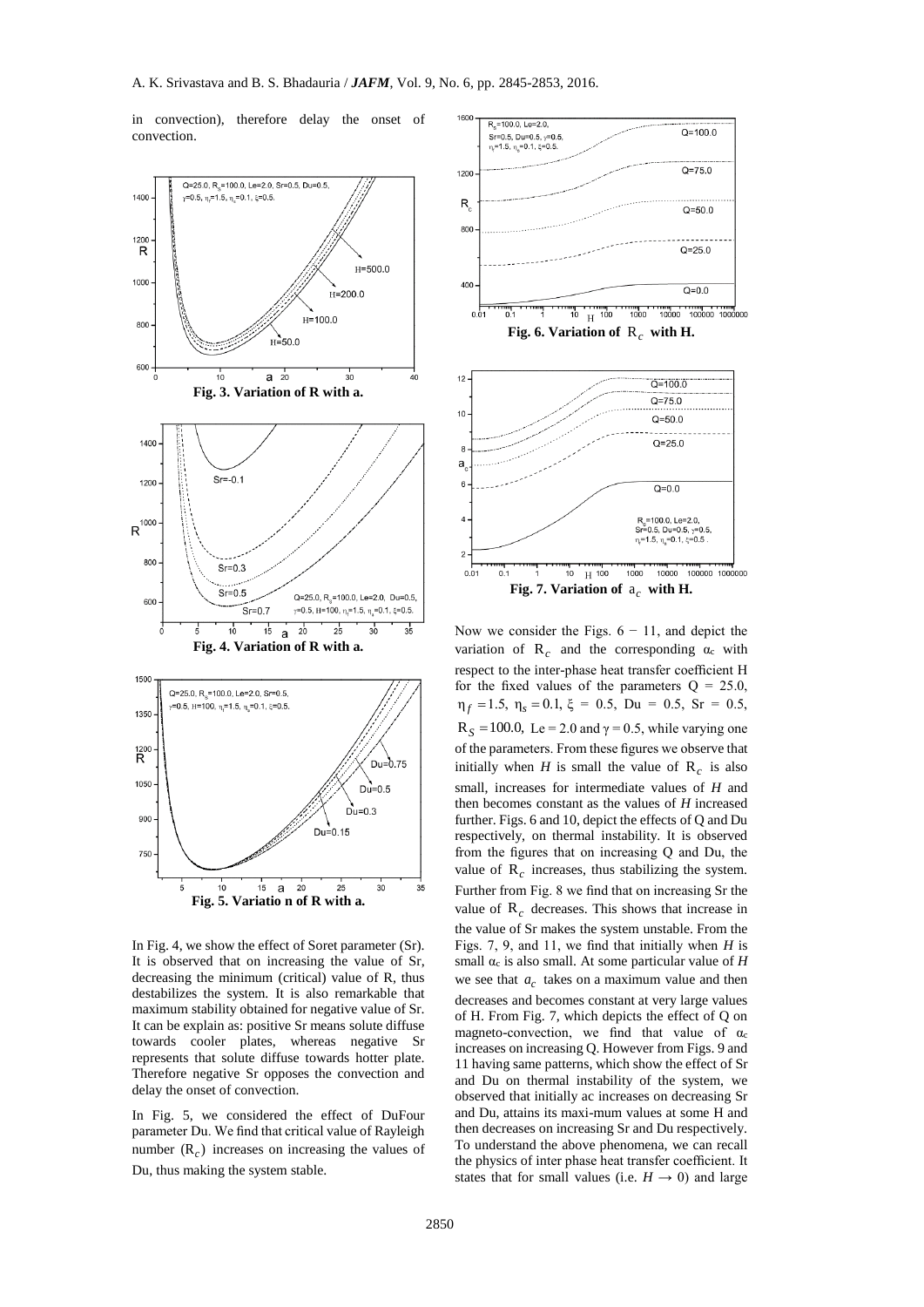in convection), therefore delay the onset of convection.

**Fig. 3. Variation of R with a.**

**Fig. 4. Variation of R with a.**

**Fig. 5. Variatio n of R with a.**

In Fig. 4, we show the effect of Soret parameter (Sr). It is observed that on increasing the value of Sr, decreasing the minimum (critical) value of R, thus destabilizes the system. It is also remarkable that maximum stability obtained for negative value of Sr. It can be explain as: positive Sr means solute diffuse towards cooler plates, whereas negative Sr represents that solute diffuse towards hotter plate. Therefore negative Sr opposes the convection and delay the onset of convection.

In Fig. 5, we considered the effect of DuFour parameter Du. We find that critical value of Rayleigh number $(R_c)$ increases on increasing the values of Du, thus making the system stable.

**Fig. 6. Variation of $R_c$ with H.**

**Fig. 7. Variation of $a_c$ with H.**

Now we consider the Figs. 6 − 11, and depict the variation of $R_c$ and the corresponding $\alpha_c$ with respect to the inter-phase heat transfer coefficient H for the fixed values of the parameters Q = 25.0, $\eta_f = 1.5$, $\eta_s = 0.1$, $\xi$ = 0.5, Du = 0.5, Sr = 0.5, $R_S = 100.0$, Le = 2.0 and $\gamma$ = 0.5, while varying one of the parameters. From these figures we observe that initially when *H* is small the value of $R_c$ is also small, increases for intermediate values of *H* and then becomes constant as the values of *H* increased further. Figs. 6 and 10, depict the effects of Q and Du respectively, on thermal instability. It is observed from the figures that on increasing Q and Du, the value of $R_c$ increases, thus stabilizing the system. Further from Fig. 8 we find that on increasing Sr the value of $R_c$ decreases. This shows that increase in the value of Sr makes the system unstable. From the Figs. 7, 9, and 11, we find that initially when *H* is small $\alpha_c$ is also small. At some particular value of *H* we see that $a_c$ takes on a maximum value and then decreases and becomes constant at very large values of H. From Fig. 7, which depicts the effect of Q on magneto-convection, we find that value of $\alpha_c$ increases on increasing Q. However from Figs. 9 and 11 having same patterns, which show the effect of Sr and Du on thermal instability of the system, we observed that initially ac increases on decreasing Sr and Du, attains its maxi-mum values at some H and then decreases on increasing Sr and Du respectively. To understand the above phenomena, we can recall the physics of inter phase heat transfer coefficient. It states that for small values (i.e. $H \rightarrow 0$) and large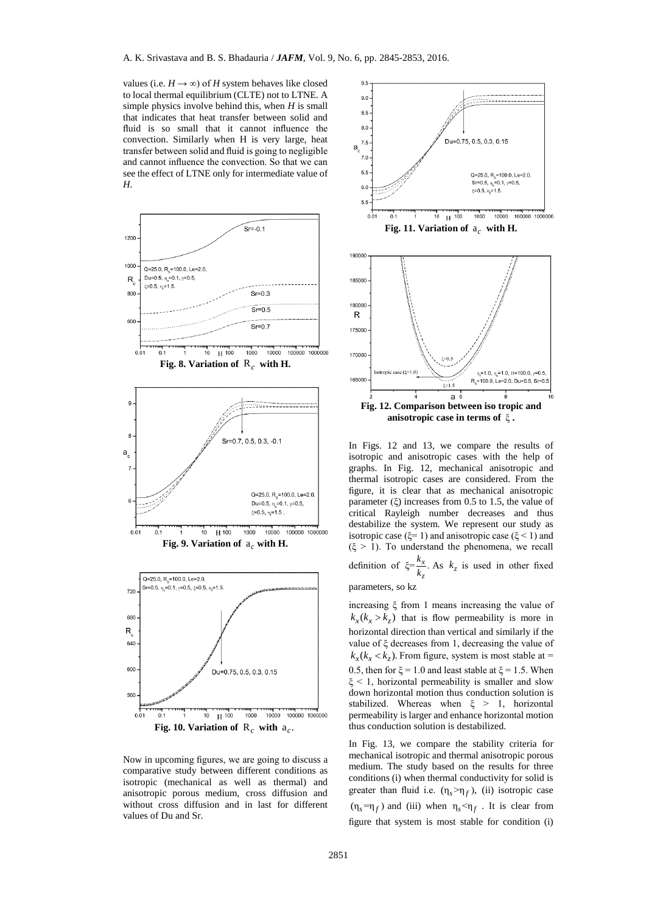values (i.e. $H \rightarrow \infty$) of $H$ system behaves like closed to local thermal equilibrium (CLTE) not to LTNE. A simple physics involve behind this, when $H$ is small that indicates that heat transfer between solid and fluid is so small that it cannot influence the convection. Similarly when H is very large, heat transfer between solid and fluid is going to negligible and cannot influence the convection. So that we can see the effect of LTNE only for intermediate value of $H$.

**Fig. 8. Variation of $R_c$ with H.**

**Fig. 9. Variation of $a_c$ with H.**

**Fig. 10. Variation of $R_c$ with $a_c$.**

Now in upcoming figures, we are going to discuss a comparative study between different conditions as isotropic (mechanical as well as thermal) and anisotropic porous medium, cross diffusion and without cross diffusion and in last for different values of Du and Sr.

**Fig. 11. Variation of $a_c$ with H.**

**Fig. 12. Comparison between iso tropic and anisotropic case in terms of $\xi$.**

In Figs. 12 and 13, we compare the results of isotropic and anisotropic cases with the help of graphs. In Fig. 12, mechanical anisotropic and thermal isotropic cases are considered. From the figure, it is clear that as mechanical anisotropic parameter ($\xi$) increases from 0.5 to 1.5, the value of critical Rayleigh number decreases and thus destabilize the system. We represent our study as isotropic case ($\xi$= 1) and anisotropic case ($\xi < 1$) and ($\xi > 1$). To understand the phenomena, we recall definition of $\xi = \frac{k_x}{k_z}$. As $k_z$ is used in other fixed parameters, so kz

increasing $\xi$ from 1 means increasing the value of $k_x (k_x > k_z)$ that is flow permeability is more in horizontal direction than vertical and similarly if the value of $\xi$ decreases from 1, decreasing the value of $k_x (k_x < k_z)$. From figure, system is most stable at = 0.5, then for $\xi$ = 1.0 and least stable at $\xi$ = 1.5. When $\xi < 1$, horizontal permeability is smaller and slow down horizontal motion thus conduction solution is stabilized. Whereas when $\xi > 1$, horizontal permeability is larger and enhance horizontal motion thus conduction solution is destabilized.

In Fig. 13, we compare the stability criteria for mechanical isotropic and thermal anisotropic porous medium. The study based on the results for three conditions (i) when thermal conductivity for solid is greater than fluid i.e. ($\eta_s > \eta_f$), (ii) isotropic case ($\eta_s = \eta_f$) and (iii) when $\eta_s < \eta_f$ . It is clear from figure that system is most stable for condition (i)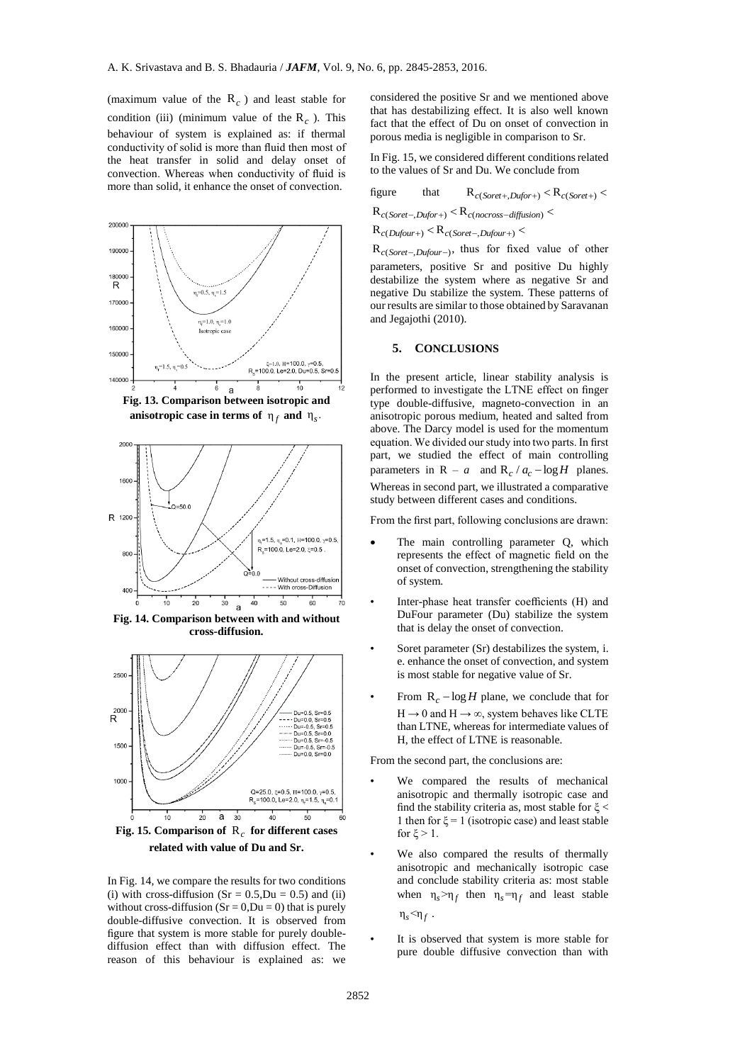(maximum value of the $R_c$ ) and least stable for condition (iii) (minimum value of the $R_c$ ). This behaviour of system is explained as: if thermal conductivity of solid is more than fluid then most of the heat transfer in solid and delay onset of convection. Whereas when conductivity of fluid is more than solid, it enhance the onset of convection.

**Fig. 13. Comparison between isotropic and anisotropic case in terms of $\eta_f$ and $\eta_s$.**

**Fig. 14. Comparison between with and without cross-diffusion.**

**Fig. 15. Comparison of $R_c$ for different cases related with value of Du and Sr.**

In Fig. 14, we compare the results for two conditions (i) with cross-diffusion (Sr = 0.5,Du = 0.5) and (ii) without cross-diffusion (Sr = 0,Du = 0) that is purely double-diffusive convection. It is observed from figure that system is more stable for purely double-diffusion effect than with diffusion effect. The reason of this behaviour is explained as: we considered the positive Sr and we mentioned above that has destabilizing effect. It is also well known fact that the effect of Du on onset of convection in porous media is negligible in comparison to Sr.

In Fig. 15, we considered different conditions related to the values of Sr and Du. We conclude from figure that $R_{c(Soret+,Dufor+)} < R_{c(Soret+)} < R_{c(Soret-,Dufor+)} < R_{c(nocross-diffusion)} < R_{c(Dufour+)} < R_{c(Soret-,Dufour+)} < R_{c(Soret-,Dufour-)}$, thus for fixed value of other parameters, positive Sr and positive Du highly destabilize the system where as negative Sr and negative Du stabilize the system. These patterns of our results are similar to those obtained by Saravanan and Jegajothi (2010).

## 5. CONCLUSIONS

In the present article, linear stability analysis is performed to investigate the LTNE effect on finger type double-diffusive, magneto-convection in an anisotropic porous medium, heated and salted from above. The Darcy model is used for the momentum equation. We divided our study into two parts. In first part, we studied the effect of main controlling parameters in $R - a$ and $R_c / a_c - \log H$ planes. Whereas in second part, we illustrated a comparative study between different cases and conditions.

From the first part, following conclusions are drawn:

- The main controlling parameter Q, which represents the effect of magnetic field on the onset of convection, strengthening the stability of system.
- Inter-phase heat transfer coefficients (H) and DuFour parameter (Du) stabilize the system that is delay the onset of convection.
- Soret parameter (Sr) destabilizes the system, i. e. enhance the onset of convection, and system is most stable for negative value of Sr.
- From $R_c - \log H$ plane, we conclude that for $H \rightarrow 0$ and $H \rightarrow \infty$, system behaves like CLTE than LTNE, whereas for intermediate values of H, the effect of LTNE is reasonable.

From the second part, the conclusions are:

- We compared the results of mechanical anisotropic and thermally isotropic case and find the stability criteria as, most stable for $\xi < 1$ then for $\xi = 1$ (isotropic case) and least stable for $\xi > 1$.
- We also compared the results of thermally anisotropic and mechanically isotropic case and conclude stability criteria as: most stable when $\eta_s > \eta_f$ then $\eta_s = \eta_f$ and least stable $\eta_s < \eta_f$ .
- It is observed that system is more stable for pure double diffusive convection than with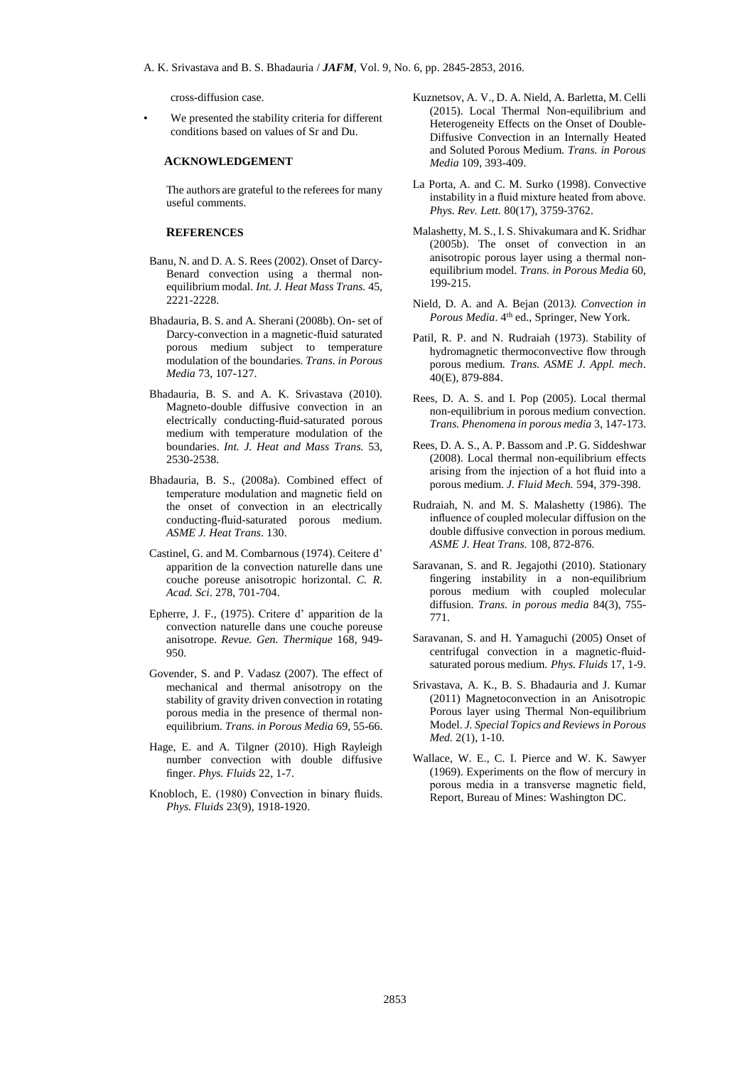cross-diffusion case.

- We presented the stability criteria for different conditions based on values of Sr and Du.

## ACKNOWLEDGEMENT

The authors are grateful to the referees for many useful comments.

## REFERENCES

Banu, N. and D. A. S. Rees (2002). Onset of Darcy-Benard convection using a thermal non-equilibrium modal. *Int. J. Heat Mass Trans.* 45, 2221-2228.

Bhadauria, B. S. and A. Sherani (2008b). On- set of Darcy-convection in a magnetic-fluid saturated porous medium subject to temperature modulation of the boundaries. *Trans. in Porous Media* 73, 107-127.

Bhadauria, B. S. and A. K. Srivastava (2010). Magneto-double diffusive convection in an electrically conducting-fluid-saturated porous medium with temperature modulation of the boundaries. *Int. J. Heat and Mass Trans.* 53, 2530-2538.

Bhadauria, B. S., (2008a). Combined effect of temperature modulation and magnetic field on the onset of convection in an electrically conducting-fluid-saturated porous medium. *ASME J. Heat Trans*. 130.

Castinel, G. and M. Combarnous (1974). Ceitere d' apparition de la convection naturelle dans une couche poreuse anisotropic horizontal. *C. R. Acad. Sci*. 278, 701-704.

Epherre, J. F., (1975). Critere d' apparition de la convection naturelle dans une couche poreuse anisotrope. *Revue. Gen. Thermique* 168, 949-950.

Govender, S. and P. Vadasz (2007). The effect of mechanical and thermal anisotropy on the stability of gravity driven convection in rotating porous media in the presence of thermal non-equilibrium. *Trans. in Porous Media* 69, 55-66.

Hage, E. and A. Tilgner (2010). High Rayleigh number convection with double diffusive finger. *Phys. Fluids* 22, 1-7.

Knobloch, E. (1980) Convection in binary fluids. *Phys. Fluids* 23(9), 1918-1920.

Kuznetsov, A. V., D. A. Nield, A. Barletta, M. Celli (2015). Local Thermal Non-equilibrium and Heterogeneity Effects on the Onset of Double-Diffusive Convection in an Internally Heated and Soluted Porous Medium. *Trans. in Porous Media* 109, 393-409.

La Porta, A. and C. M. Surko (1998). Convective instability in a fluid mixture heated from above. *Phys. Rev. Lett.* 80(17), 3759-3762.

Malashetty, M. S., I. S. Shivakumara and K. Sridhar (2005b). The onset of convection in an anisotropic porous layer using a thermal non-equilibrium model. *Trans. in Porous Media* 60, 199-215.

Nield, D. A. and A. Bejan (2013). *Convection in Porous Media*. 4th ed., Springer, New York.

Patil, R. P. and N. Rudraiah (1973). Stability of hydromagnetic thermoconvective flow through porous medium. *Trans. ASME J. Appl. mech*. 40(E), 879-884.

Rees, D. A. S. and I. Pop (2005). Local thermal non-equilibrium in porous medium convection. *Trans. Phenomena in porous media* 3, 147-173.

Rees, D. A. S., A. P. Bassom and .P. G. Siddeshwar (2008). Local thermal non-equilibrium effects arising from the injection of a hot fluid into a porous medium. *J. Fluid Mech.* 594, 379-398.

Rudraiah, N. and M. S. Malashetty (1986). The influence of coupled molecular diffusion on the double diffusive convection in porous medium. *ASME J. Heat Trans.* 108, 872-876.

Saravanan, S. and R. Jegajothi (2010). Stationary fingering instability in a non-equilibrium porous medium with coupled molecular diffusion. *Trans. in porous media* 84(3), 755-771.

Saravanan, S. and H. Yamaguchi (2005) Onset of centrifugal convection in a magnetic-fluid-saturated porous medium. *Phys. Fluids* 17, 1-9.

Srivastava, A. K., B. S. Bhadauria and J. Kumar (2011) Magnetoconvection in an Anisotropic Porous layer using Thermal Non-equilibrium Model. *J. Special Topics and Reviews in Porous Med.* 2(1), 1-10.

Wallace, W. E., C. I. Pierce and W. K. Sawyer (1969). Experiments on the flow of mercury in porous media in a transverse magnetic field, Report, Bureau of Mines: Washington DC.